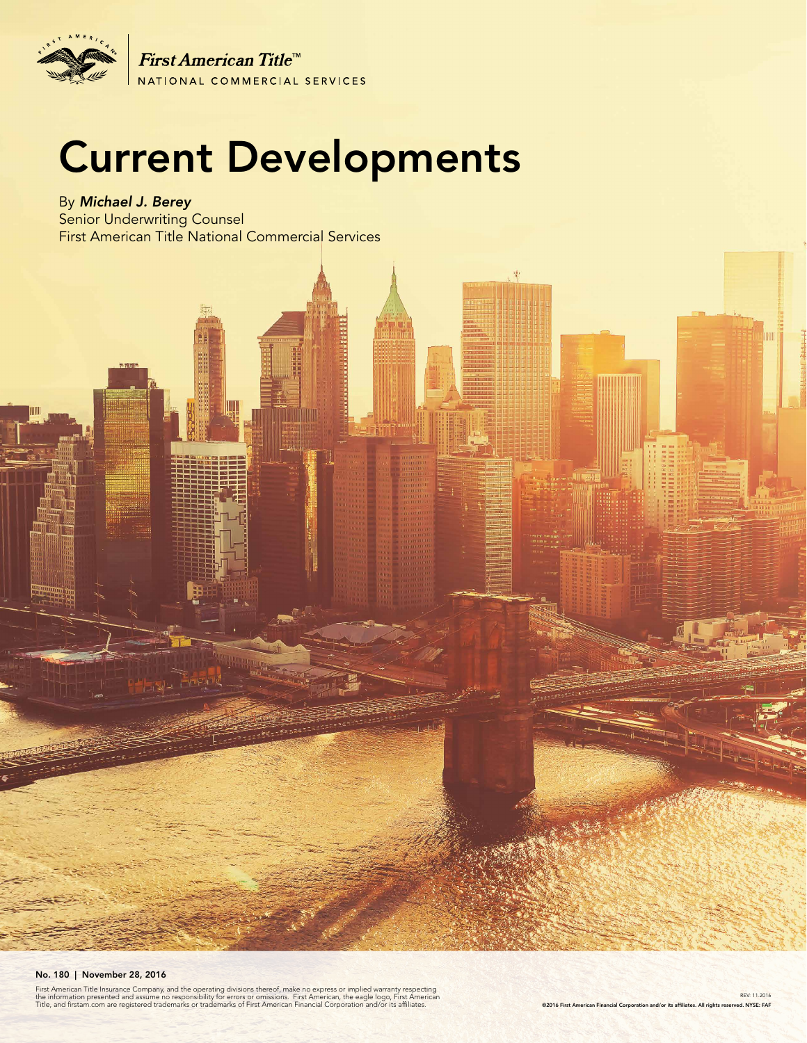First American Title™

NATIONAL COMMERCIAL SERVICES

# Current Developments

By ***Michael J. Berey***
Senior Underwriting Counsel
First American Title National Commercial Services

**No. 180 | November 28, 2016**

First American Title Insurance Company, and the operating divisions thereof, make no express or implied warranty respecting the information presented and assume no responsibility for errors or omissions. First American, the eagle logo, First American Title, and firstam.com are registered trademarks or trademarks of First American Financial Corporation and/or its affiliates.

REV. 11.2016

**©2016 First American Financial Corporation and/or its affiliates. All rights reserved. NYSE: FAF**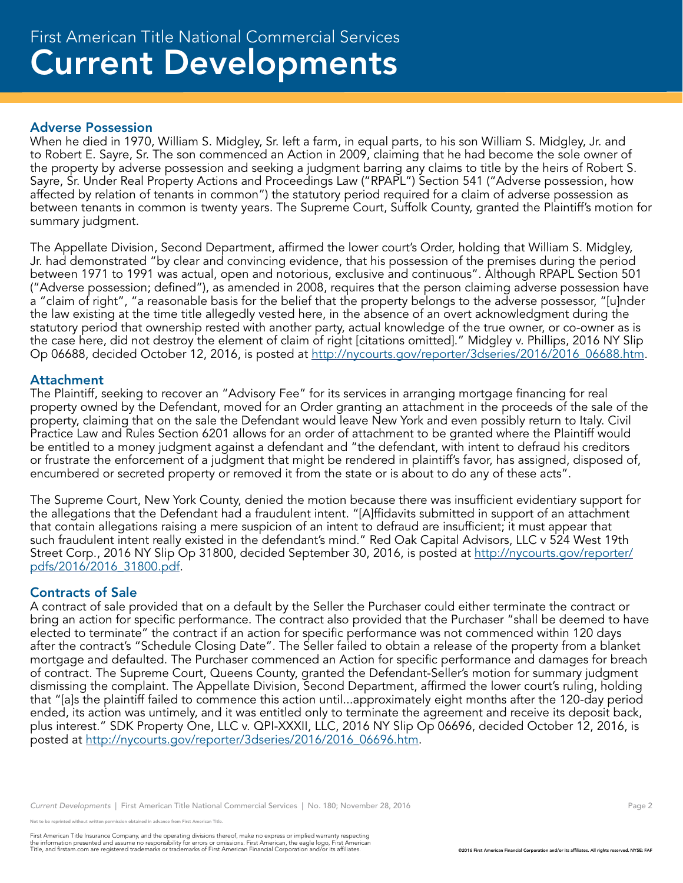## Adverse Possession

When he died in 1970, William S. Midgley, Sr. left a farm, in equal parts, to his son William S. Midgley, Jr. and to Robert E. Sayre, Sr. The son commenced an Action in 2009, claiming that he had become the sole owner of the property by adverse possession and seeking a judgment barring any claims to title by the heirs of Robert S. Sayre, Sr. Under Real Property Actions and Proceedings Law ("RPAPL") Section 541 ("Adverse possession, how affected by relation of tenants in common") the statutory period required for a claim of adverse possession as between tenants in common is twenty years. The Supreme Court, Suffolk County, granted the Plaintiff's motion for summary judgment.

The Appellate Division, Second Department, affirmed the lower court's Order, holding that William S. Midgley, Jr. had demonstrated "by clear and convincing evidence, that his possession of the premises during the period between 1971 to 1991 was actual, open and notorious, exclusive and continuous". Although RPAPL Section 501 ("Adverse possession; defined"), as amended in 2008, requires that the person claiming adverse possession have a "claim of right", "a reasonable basis for the belief that the property belongs to the adverse possessor, "[u]nder the law existing at the time title allegedly vested here, in the absence of an overt acknowledgment during the statutory period that ownership rested with another party, actual knowledge of the true owner, or co-owner as is the case here, did not destroy the element of claim of right [citations omitted]." Midgley v. Phillips, 2016 NY Slip Op 06688, decided October 12, 2016, is posted at [http://nycourts.gov/reporter/3dseries/2016/2016_06688.htm](http://nycourts.gov/reporter/3dseries/2016/2016_06688.htm).

## Attachment

The Plaintiff, seeking to recover an "Advisory Fee" for its services in arranging mortgage financing for real property owned by the Defendant, moved for an Order granting an attachment in the proceeds of the sale of the property, claiming that on the sale the Defendant would leave New York and even possibly return to Italy. Civil Practice Law and Rules Section 6201 allows for an order of attachment to be granted where the Plaintiff would be entitled to a money judgment against a defendant and "the defendant, with intent to defraud his creditors or frustrate the enforcement of a judgment that might be rendered in plaintiff's favor, has assigned, disposed of, encumbered or secreted property or removed it from the state or is about to do any of these acts".

The Supreme Court, New York County, denied the motion because there was insufficient evidentiary support for the allegations that the Defendant had a fraudulent intent. "[A]ffidavits submitted in support of an attachment that contain allegations raising a mere suspicion of an intent to defraud are insufficient; it must appear that such fraudulent intent really existed in the defendant's mind." Red Oak Capital Advisors, LLC v 524 West 19th Street Corp., 2016 NY Slip Op 31800, decided September 30, 2016, is posted at [http://nycourts.gov/reporter/pdfs/2016/2016_31800.pdf](http://nycourts.gov/reporter/pdfs/2016/2016_31800.pdf).

## Contracts of Sale

A contract of sale provided that on a default by the Seller the Purchaser could either terminate the contract or bring an action for specific performance. The contract also provided that the Purchaser "shall be deemed to have elected to terminate" the contract if an action for specific performance was not commenced within 120 days after the contract's "Schedule Closing Date". The Seller failed to obtain a release of the property from a blanket mortgage and defaulted. The Purchaser commenced an Action for specific performance and damages for breach of contract. The Supreme Court, Queens County, granted the Defendant-Seller's motion for summary judgment dismissing the complaint. The Appellate Division, Second Department, affirmed the lower court's ruling, holding that "[a]s the plaintiff failed to commence this action until...approximately eight months after the 120-day period ended, its action was untimely, and it was entitled only to terminate the agreement and receive its deposit back, plus interest." SDK Property One, LLC v. QPI-XXXII, LLC, 2016 NY Slip Op 06696, decided October 12, 2016, is posted at [http://nycourts.gov/reporter/3dseries/2016/2016_06696.htm](http://nycourts.gov/reporter/3dseries/2016/2016_06696.htm).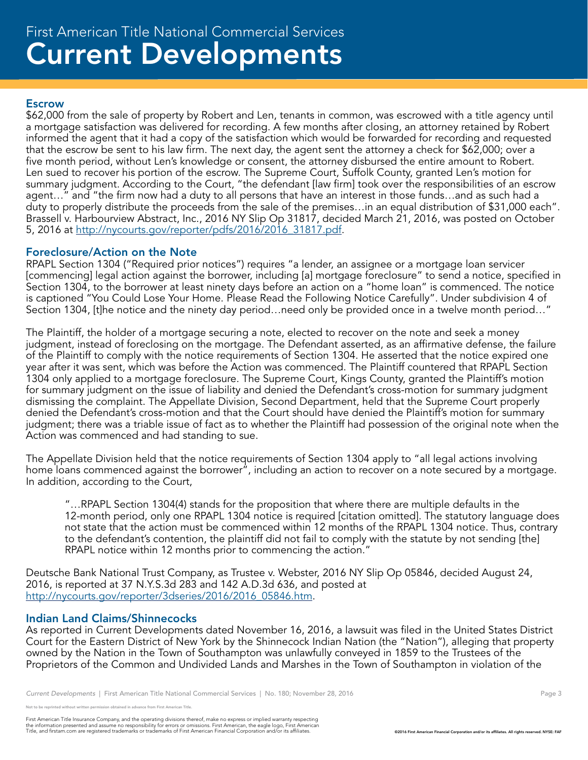## Escrow

$62,000 from the sale of property by Robert and Len, tenants in common, was escrowed with a title agency until a mortgage satisfaction was delivered for recording. A few months after closing, an attorney retained by Robert informed the agent that it had a copy of the satisfaction which would be forwarded for recording and requested that the escrow be sent to his law firm. The next day, the agent sent the attorney a check for $62,000; over a five month period, without Len's knowledge or consent, the attorney disbursed the entire amount to Robert. Len sued to recover his portion of the escrow. The Supreme Court, Suffolk County, granted Len's motion for summary judgment. According to the Court, "the defendant [law firm] took over the responsibilities of an escrow agent…" and "the firm now had a duty to all persons that have an interest in those funds…and as such had a duty to properly distribute the proceeds from the sale of the premises…in an equal distribution of $31,000 each". Brassell v. Harbourview Abstract, Inc., 2016 NY Slip Op 31817, decided March 21, 2016, was posted on October 5, 2016 at http://nycourts.gov/reporter/pdfs/2016/2016_31817.pdf.

## Foreclosure/Action on the Note

RPAPL Section 1304 ("Required prior notices") requires "a lender, an assignee or a mortgage loan servicer [commencing] legal action against the borrower, including [a] mortgage foreclosure" to send a notice, specified in Section 1304, to the borrower at least ninety days before an action on a "home loan" is commenced. The notice is captioned "You Could Lose Your Home. Please Read the Following Notice Carefully". Under subdivision 4 of Section 1304, [t]he notice and the ninety day period…need only be provided once in a twelve month period…"

The Plaintiff, the holder of a mortgage securing a note, elected to recover on the note and seek a money judgment, instead of foreclosing on the mortgage. The Defendant asserted, as an affirmative defense, the failure of the Plaintiff to comply with the notice requirements of Section 1304. He asserted that the notice expired one year after it was sent, which was before the Action was commenced. The Plaintiff countered that RPAPL Section 1304 only applied to a mortgage foreclosure. The Supreme Court, Kings County, granted the Plaintiff's motion for summary judgment on the issue of liability and denied the Defendant's cross-motion for summary judgment dismissing the complaint. The Appellate Division, Second Department, held that the Supreme Court properly denied the Defendant's cross-motion and that the Court should have denied the Plaintiff's motion for summary judgment; there was a triable issue of fact as to whether the Plaintiff had possession of the original note when the Action was commenced and had standing to sue.

The Appellate Division held that the notice requirements of Section 1304 apply to "all legal actions involving home loans commenced against the borrower", including an action to recover on a note secured by a mortgage. In addition, according to the Court,

> "…RPAPL Section 1304(4) stands for the proposition that where there are multiple defaults in the 12-month period, only one RPAPL 1304 notice is required [citation omitted]. The statutory language does not state that the action must be commenced within 12 months of the RPAPL 1304 notice. Thus, contrary to the defendant's contention, the plaintiff did not fail to comply with the statute by not sending [the] RPAPL notice within 12 months prior to commencing the action."

Deutsche Bank National Trust Company, as Trustee v. Webster, 2016 NY Slip Op 05846, decided August 24, 2016, is reported at 37 N.Y.S.3d 283 and 142 A.D.3d 636, and posted at http://nycourts.gov/reporter/3dseries/2016/2016_05846.htm.

## Indian Land Claims/Shinnecocks

As reported in Current Developments dated November 16, 2016, a lawsuit was filed in the United States District Court for the Eastern District of New York by the Shinnecock Indian Nation (the "Nation"), alleging that property owned by the Nation in the Town of Southampton was unlawfully conveyed in 1859 to the Trustees of the Proprietors of the Common and Undivided Lands and Marshes in the Town of Southampton in violation of the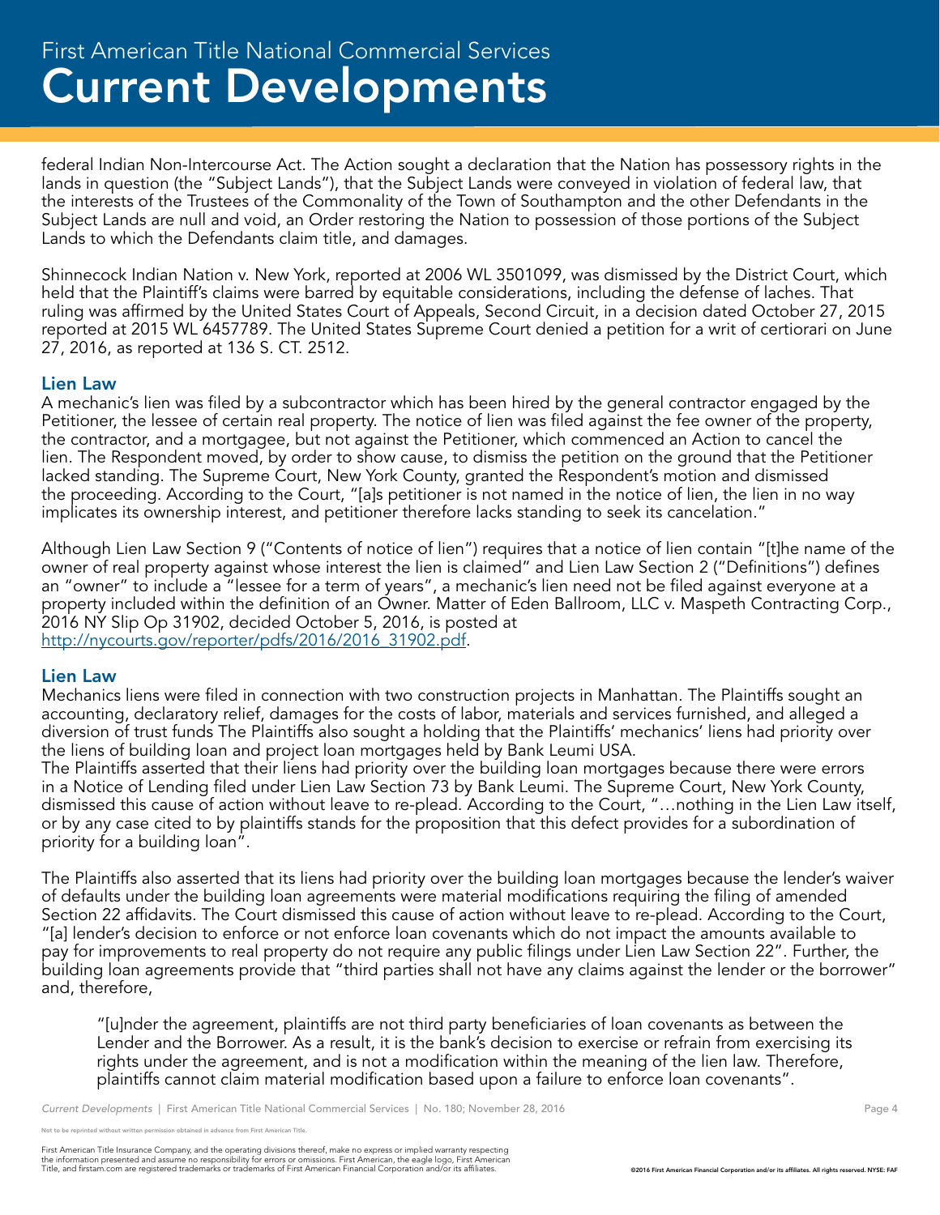federal Indian Non-Intercourse Act. The Action sought a declaration that the Nation has possessory rights in the lands in question (the "Subject Lands"), that the Subject Lands were conveyed in violation of federal law, that the interests of the Trustees of the Commonality of the Town of Southampton and the other Defendants in the Subject Lands are null and void, an Order restoring the Nation to possession of those portions of the Subject Lands to which the Defendants claim title, and damages.

Shinnecock Indian Nation v. New York, reported at 2006 WL 3501099, was dismissed by the District Court, which held that the Plaintiff's claims were barred by equitable considerations, including the defense of laches. That ruling was affirmed by the United States Court of Appeals, Second Circuit, in a decision dated October 27, 2015 reported at 2015 WL 6457789. The United States Supreme Court denied a petition for a writ of certiorari on June 27, 2016, as reported at 136 S. CT. 2512.

### Lien Law

A mechanic's lien was filed by a subcontractor which has been hired by the general contractor engaged by the Petitioner, the lessee of certain real property. The notice of lien was filed against the fee owner of the property, the contractor, and a mortgagee, but not against the Petitioner, which commenced an Action to cancel the lien. The Respondent moved, by order to show cause, to dismiss the petition on the ground that the Petitioner lacked standing. The Supreme Court, New York County, granted the Respondent's motion and dismissed the proceeding. According to the Court, "[a]s petitioner is not named in the notice of lien, the lien in no way implicates its ownership interest, and petitioner therefore lacks standing to seek its cancelation."

Although Lien Law Section 9 ("Contents of notice of lien") requires that a notice of lien contain "[t]he name of the owner of real property against whose interest the lien is claimed" and Lien Law Section 2 ("Definitions") defines an "owner" to include a "lessee for a term of years", a mechanic's lien need not be filed against everyone at a property included within the definition of an Owner. Matter of Eden Ballroom, LLC v. Maspeth Contracting Corp., 2016 NY Slip Op 31902, decided October 5, 2016, is posted at http://nycourts.gov/reporter/pdfs/2016/2016_31902.pdf.

### Lien Law

Mechanics liens were filed in connection with two construction projects in Manhattan. The Plaintiffs sought an accounting, declaratory relief, damages for the costs of labor, materials and services furnished, and alleged a diversion of trust funds The Plaintiffs also sought a holding that the Plaintiffs' mechanics' liens had priority over the liens of building loan and project loan mortgages held by Bank Leumi USA.

The Plaintiffs asserted that their liens had priority over the building loan mortgages because there were errors in a Notice of Lending filed under Lien Law Section 73 by Bank Leumi. The Supreme Court, New York County, dismissed this cause of action without leave to re-plead. According to the Court, "…nothing in the Lien Law itself, or by any case cited to by plaintiffs stands for the proposition that this defect provides for a subordination of priority for a building loan".

The Plaintiffs also asserted that its liens had priority over the building loan mortgages because the lender's waiver of defaults under the building loan agreements were material modifications requiring the filing of amended Section 22 affidavits. The Court dismissed this cause of action without leave to re-plead. According to the Court, "[a] lender's decision to enforce or not enforce loan covenants which do not impact the amounts available to pay for improvements to real property do not require any public filings under Lien Law Section 22". Further, the building loan agreements provide that "third parties shall not have any claims against the lender or the borrower" and, therefore,

> "[u]nder the agreement, plaintiffs are not third party beneficiaries of loan covenants as between the Lender and the Borrower. As a result, it is the bank's decision to exercise or refrain from exercising its rights under the agreement, and is not a modification within the meaning of the lien law. Therefore, plaintiffs cannot claim material modification based upon a failure to enforce loan covenants".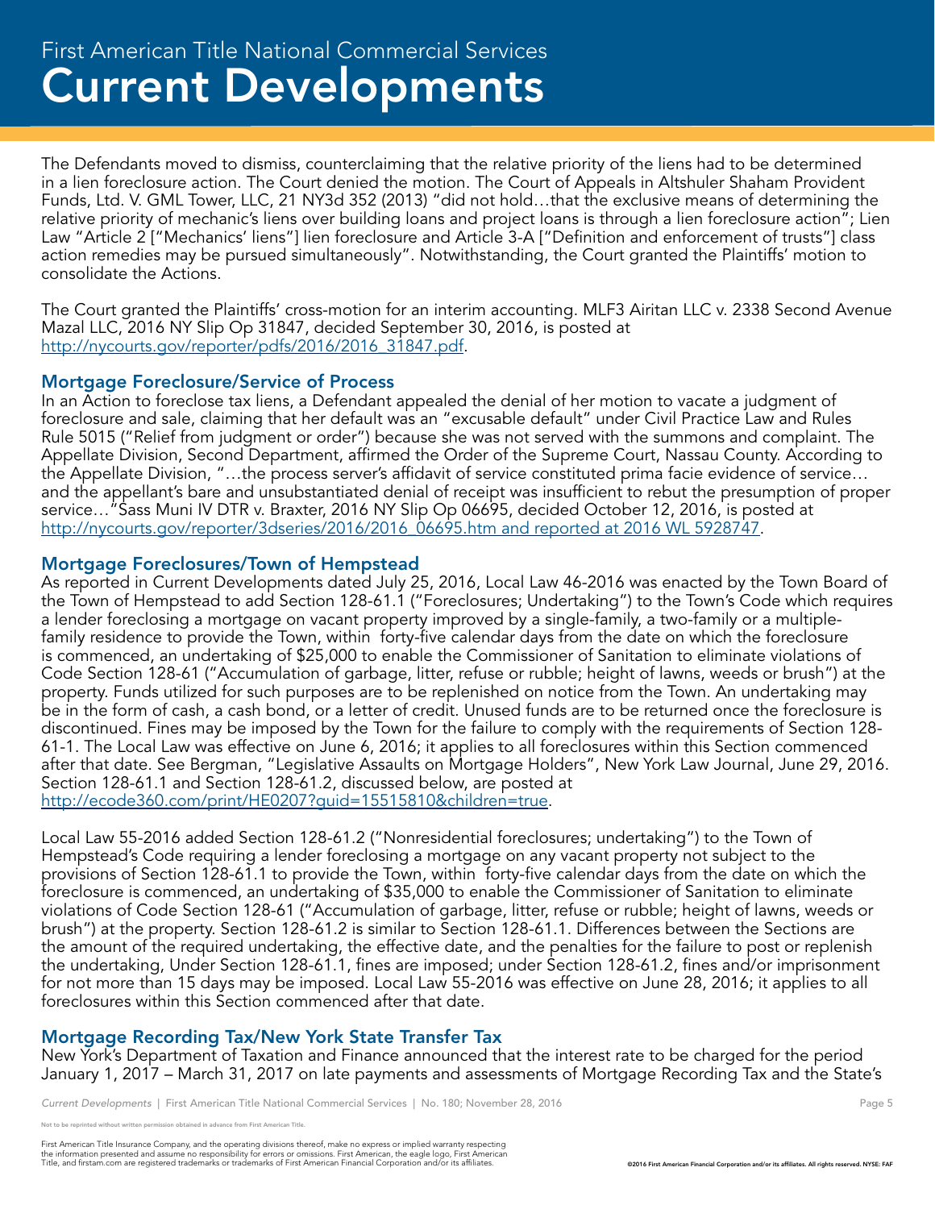The Defendants moved to dismiss, counterclaiming that the relative priority of the liens had to be determined in a lien foreclosure action. The Court denied the motion. The Court of Appeals in Altshuler Shaham Provident Funds, Ltd. V. GML Tower, LLC, 21 NY3d 352 (2013) "did not hold…that the exclusive means of determining the relative priority of mechanic's liens over building loans and project loans is through a lien foreclosure action"; Lien Law "Article 2 ["Mechanics' liens"] lien foreclosure and Article 3-A ["Definition and enforcement of trusts"] class action remedies may be pursued simultaneously". Notwithstanding, the Court granted the Plaintiffs' motion to consolidate the Actions.

The Court granted the Plaintiffs' cross-motion for an interim accounting. MLF3 Airitan LLC v. 2338 Second Avenue Mazal LLC, 2016 NY Slip Op 31847, decided September 30, 2016, is posted at http://nycourts.gov/reporter/pdfs/2016/2016_31847.pdf.

### Mortgage Foreclosure/Service of Process

In an Action to foreclose tax liens, a Defendant appealed the denial of her motion to vacate a judgment of foreclosure and sale, claiming that her default was an "excusable default" under Civil Practice Law and Rules Rule 5015 ("Relief from judgment or order") because she was not served with the summons and complaint. The Appellate Division, Second Department, affirmed the Order of the Supreme Court, Nassau County. According to the Appellate Division, "…the process server's affidavit of service constituted prima facie evidence of service… and the appellant's bare and unsubstantiated denial of receipt was insufficient to rebut the presumption of proper service…"Sass Muni IV DTR v. Braxter, 2016 NY Slip Op 06695, decided October 12, 2016, is posted at http://nycourts.gov/reporter/3dseries/2016/2016_06695.htm and reported at 2016 WL 5928747.

### Mortgage Foreclosures/Town of Hempstead

As reported in Current Developments dated July 25, 2016, Local Law 46-2016 was enacted by the Town Board of the Town of Hempstead to add Section 128-61.1 ("Foreclosures; Undertaking") to the Town's Code which requires a lender foreclosing a mortgage on vacant property improved by a single-family, a two-family or a multiple-family residence to provide the Town, within forty-five calendar days from the date on which the foreclosure is commenced, an undertaking of $25,000 to enable the Commissioner of Sanitation to eliminate violations of Code Section 128-61 ("Accumulation of garbage, litter, refuse or rubble; height of lawns, weeds or brush") at the property. Funds utilized for such purposes are to be replenished on notice from the Town. An undertaking may be in the form of cash, a cash bond, or a letter of credit. Unused funds are to be returned once the foreclosure is discontinued. Fines may be imposed by the Town for the failure to comply with the requirements of Section 128-61-1. The Local Law was effective on June 6, 2016; it applies to all foreclosures within this Section commenced after that date. See Bergman, "Legislative Assaults on Mortgage Holders", New York Law Journal, June 29, 2016. Section 128-61.1 and Section 128-61.2, discussed below, are posted at http://ecode360.com/print/HE0207?guid=15515810&children=true.

Local Law 55-2016 added Section 128-61.2 ("Nonresidential foreclosures; undertaking") to the Town of Hempstead's Code requiring a lender foreclosing a mortgage on any vacant property not subject to the provisions of Section 128-61.1 to provide the Town, within forty-five calendar days from the date on which the foreclosure is commenced, an undertaking of $35,000 to enable the Commissioner of Sanitation to eliminate violations of Code Section 128-61 ("Accumulation of garbage, litter, refuse or rubble; height of lawns, weeds or brush") at the property. Section 128-61.2 is similar to Section 128-61.1. Differences between the Sections are the amount of the required undertaking, the effective date, and the penalties for the failure to post or replenish the undertaking, Under Section 128-61.1, fines are imposed; under Section 128-61.2, fines and/or imprisonment for not more than 15 days may be imposed. Local Law 55-2016 was effective on June 28, 2016; it applies to all foreclosures within this Section commenced after that date.

### Mortgage Recording Tax/New York State Transfer Tax

New York's Department of Taxation and Finance announced that the interest rate to be charged for the period January 1, 2017 – March 31, 2017 on late payments and assessments of Mortgage Recording Tax and the State's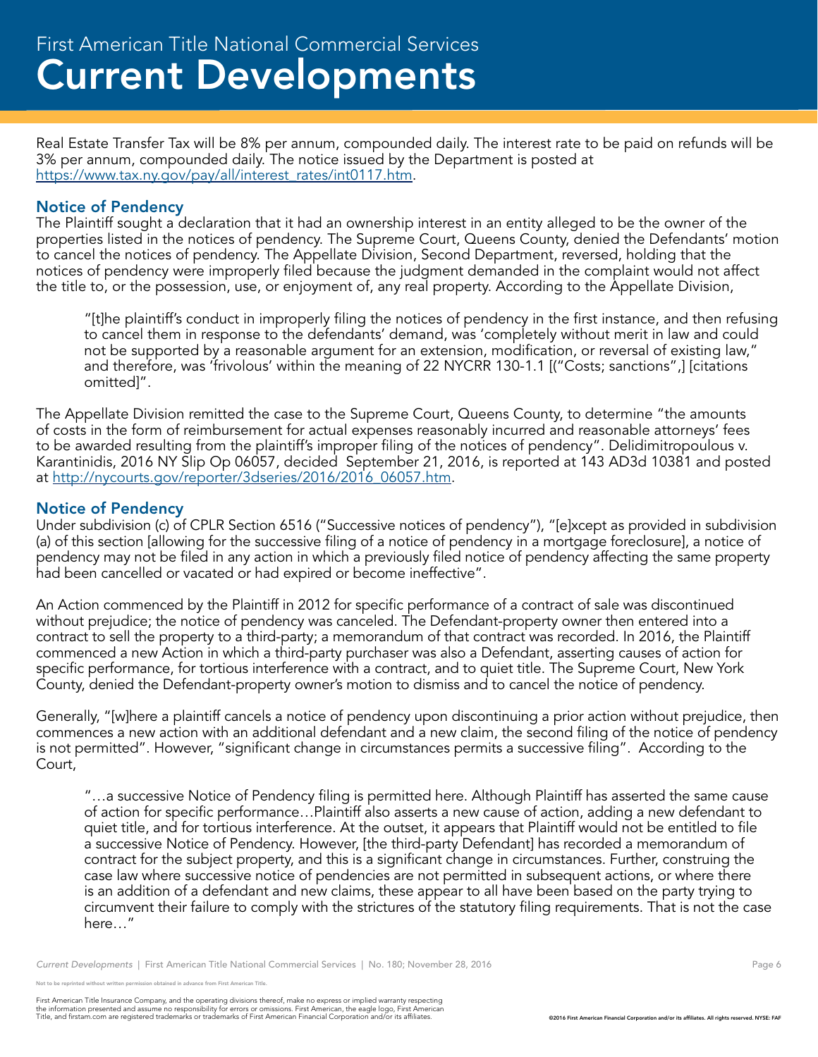Real Estate Transfer Tax will be 8% per annum, compounded daily. The interest rate to be paid on refunds will be 3% per annum, compounded daily. The notice issued by the Department is posted at https://www.tax.ny.gov/pay/all/interest_rates/int0117.htm.

## Notice of Pendency

The Plaintiff sought a declaration that it had an ownership interest in an entity alleged to be the owner of the properties listed in the notices of pendency. The Supreme Court, Queens County, denied the Defendants' motion to cancel the notices of pendency. The Appellate Division, Second Department, reversed, holding that the notices of pendency were improperly filed because the judgment demanded in the complaint would not affect the title to, or the possession, use, or enjoyment of, any real property. According to the Appellate Division,

> "[t]he plaintiff's conduct in improperly filing the notices of pendency in the first instance, and then refusing to cancel them in response to the defendants' demand, was 'completely without merit in law and could not be supported by a reasonable argument for an extension, modification, or reversal of existing law," and therefore, was 'frivolous' within the meaning of 22 NYCRR 130-1.1 [("Costs; sanctions",] [citations omitted]".

The Appellate Division remitted the case to the Supreme Court, Queens County, to determine "the amounts of costs in the form of reimbursement for actual expenses reasonably incurred and reasonable attorneys' fees to be awarded resulting from the plaintiff's improper filing of the notices of pendency". Delidimitropoulous v. Karantinidis, 2016 NY Slip Op 06057, decided September 21, 2016, is reported at 143 AD3d 10381 and posted at http://nycourts.gov/reporter/3dseries/2016/2016_06057.htm.

## Notice of Pendency

Under subdivision (c) of CPLR Section 6516 ("Successive notices of pendency"), "[e]xcept as provided in subdivision (a) of this section [allowing for the successive filing of a notice of pendency in a mortgage foreclosure], a notice of pendency may not be filed in any action in which a previously filed notice of pendency affecting the same property had been cancelled or vacated or had expired or become ineffective".

An Action commenced by the Plaintiff in 2012 for specific performance of a contract of sale was discontinued without prejudice; the notice of pendency was canceled. The Defendant-property owner then entered into a contract to sell the property to a third-party; a memorandum of that contract was recorded. In 2016, the Plaintiff commenced a new Action in which a third-party purchaser was also a Defendant, asserting causes of action for specific performance, for tortious interference with a contract, and to quiet title. The Supreme Court, New York County, denied the Defendant-property owner's motion to dismiss and to cancel the notice of pendency.

Generally, "[w]here a plaintiff cancels a notice of pendency upon discontinuing a prior action without prejudice, then commences a new action with an additional defendant and a new claim, the second filing of the notice of pendency is not permitted". However, "significant change in circumstances permits a successive filing". According to the Court,

> "…a successive Notice of Pendency filing is permitted here. Although Plaintiff has asserted the same cause of action for specific performance…Plaintiff also asserts a new cause of action, adding a new defendant to quiet title, and for tortious interference. At the outset, it appears that Plaintiff would not be entitled to file a successive Notice of Pendency. However, [the third-party Defendant] has recorded a memorandum of contract for the subject property, and this is a significant change in circumstances. Further, construing the case law where successive notice of pendencies are not permitted in subsequent actions, or where there is an addition of a defendant and new claims, these appear to all have been based on the party trying to circumvent their failure to comply with the strictures of the statutory filing requirements. That is not the case here…"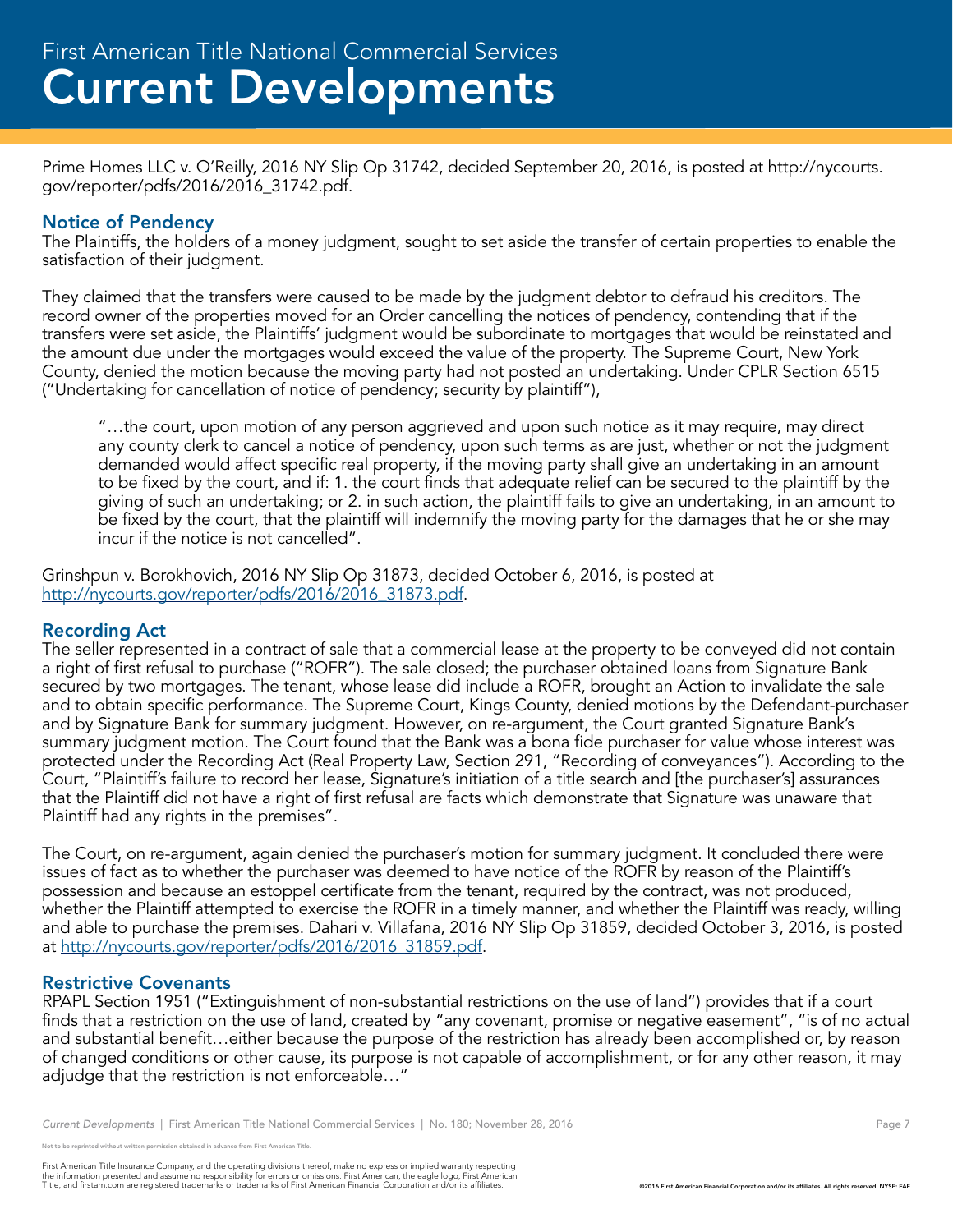Prime Homes LLC v. O'Reilly, 2016 NY Slip Op 31742, decided September 20, 2016, is posted at http://nycourts.gov/reporter/pdfs/2016/2016_31742.pdf.

## Notice of Pendency

The Plaintiffs, the holders of a money judgment, sought to set aside the transfer of certain properties to enable the satisfaction of their judgment.

They claimed that the transfers were caused to be made by the judgment debtor to defraud his creditors. The record owner of the properties moved for an Order cancelling the notices of pendency, contending that if the transfers were set aside, the Plaintiffs' judgment would be subordinate to mortgages that would be reinstated and the amount due under the mortgages would exceed the value of the property. The Supreme Court, New York County, denied the motion because the moving party had not posted an undertaking. Under CPLR Section 6515 ("Undertaking for cancellation of notice of pendency; security by plaintiff"),

> "…the court, upon motion of any person aggrieved and upon such notice as it may require, may direct any county clerk to cancel a notice of pendency, upon such terms as are just, whether or not the judgment demanded would affect specific real property, if the moving party shall give an undertaking in an amount to be fixed by the court, and if: 1. the court finds that adequate relief can be secured to the plaintiff by the giving of such an undertaking; or 2. in such action, the plaintiff fails to give an undertaking, in an amount to be fixed by the court, that the plaintiff will indemnify the moving party for the damages that he or she may incur if the notice is not cancelled".

Grinshpun v. Borokhovich, 2016 NY Slip Op 31873, decided October 6, 2016, is posted at http://nycourts.gov/reporter/pdfs/2016/2016_31873.pdf.

## Recording Act

The seller represented in a contract of sale that a commercial lease at the property to be conveyed did not contain a right of first refusal to purchase ("ROFR"). The sale closed; the purchaser obtained loans from Signature Bank secured by two mortgages. The tenant, whose lease did include a ROFR, brought an Action to invalidate the sale and to obtain specific performance. The Supreme Court, Kings County, denied motions by the Defendant-purchaser and by Signature Bank for summary judgment. However, on re-argument, the Court granted Signature Bank's summary judgment motion. The Court found that the Bank was a bona fide purchaser for value whose interest was protected under the Recording Act (Real Property Law, Section 291, "Recording of conveyances"). According to the Court, "Plaintiff's failure to record her lease, Signature's initiation of a title search and [the purchaser's] assurances that the Plaintiff did not have a right of first refusal are facts which demonstrate that Signature was unaware that Plaintiff had any rights in the premises".

The Court, on re-argument, again denied the purchaser's motion for summary judgment. It concluded there were issues of fact as to whether the purchaser was deemed to have notice of the ROFR by reason of the Plaintiff's possession and because an estoppel certificate from the tenant, required by the contract, was not produced, whether the Plaintiff attempted to exercise the ROFR in a timely manner, and whether the Plaintiff was ready, willing and able to purchase the premises. Dahari v. Villafana, 2016 NY Slip Op 31859, decided October 3, 2016, is posted at http://nycourts.gov/reporter/pdfs/2016/2016_31859.pdf.

## Restrictive Covenants

RPAPL Section 1951 ("Extinguishment of non-substantial restrictions on the use of land") provides that if a court finds that a restriction on the use of land, created by "any covenant, promise or negative easement", "is of no actual and substantial benefit…either because the purpose of the restriction has already been accomplished or, by reason of changed conditions or other cause, its purpose is not capable of accomplishment, or for any other reason, it may adjudge that the restriction is not enforceable…"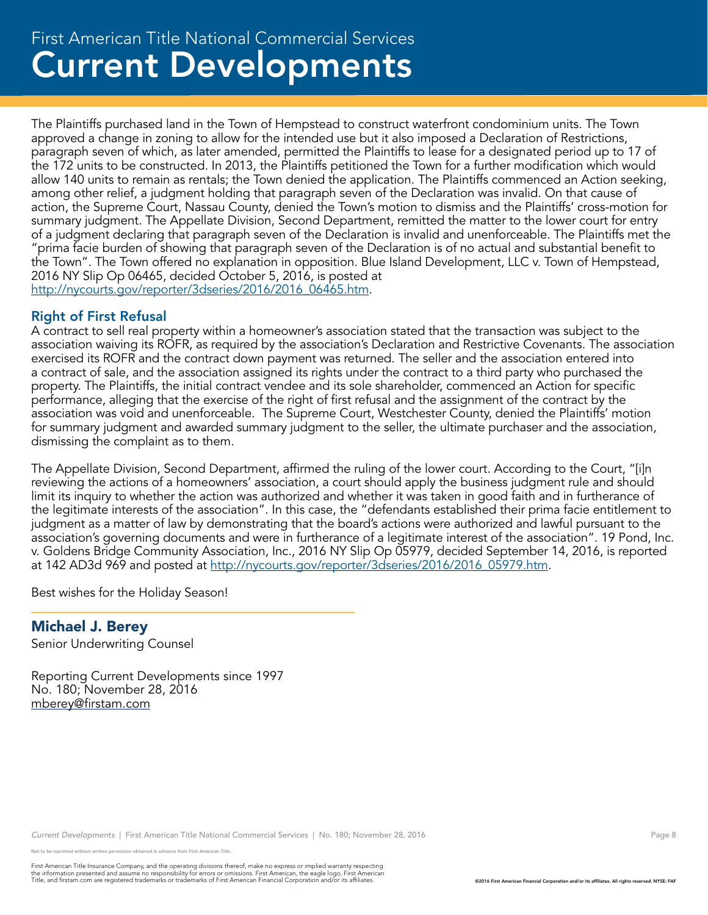The Plaintiffs purchased land in the Town of Hempstead to construct waterfront condominium units. The Town approved a change in zoning to allow for the intended use but it also imposed a Declaration of Restrictions, paragraph seven of which, as later amended, permitted the Plaintiffs to lease for a designated period up to 17 of the 172 units to be constructed. In 2013, the Plaintiffs petitioned the Town for a further modification which would allow 140 units to remain as rentals; the Town denied the application. The Plaintiffs commenced an Action seeking, among other relief, a judgment holding that paragraph seven of the Declaration was invalid. On that cause of action, the Supreme Court, Nassau County, denied the Town's motion to dismiss and the Plaintiffs' cross-motion for summary judgment. The Appellate Division, Second Department, remitted the matter to the lower court for entry of a judgment declaring that paragraph seven of the Declaration is invalid and unenforceable. The Plaintiffs met the "prima facie burden of showing that paragraph seven of the Declaration is of no actual and substantial benefit to the Town". The Town offered no explanation in opposition. Blue Island Development, LLC v. Town of Hempstead, 2016 NY Slip Op 06465, decided October 5, 2016, is posted at http://nycourts.gov/reporter/3dseries/2016/2016_06465.htm.

## Right of First Refusal

A contract to sell real property within a homeowner's association stated that the transaction was subject to the association waiving its ROFR, as required by the association's Declaration and Restrictive Covenants. The association exercised its ROFR and the contract down payment was returned. The seller and the association entered into a contract of sale, and the association assigned its rights under the contract to a third party who purchased the property. The Plaintiffs, the initial contract vendee and its sole shareholder, commenced an Action for specific performance, alleging that the exercise of the right of first refusal and the assignment of the contract by the association was void and unenforceable. The Supreme Court, Westchester County, denied the Plaintiffs' motion for summary judgment and awarded summary judgment to the seller, the ultimate purchaser and the association, dismissing the complaint as to them.

The Appellate Division, Second Department, affirmed the ruling of the lower court. According to the Court, "[i]n reviewing the actions of a homeowners' association, a court should apply the business judgment rule and should limit its inquiry to whether the action was authorized and whether it was taken in good faith and in furtherance of the legitimate interests of the association". In this case, the "defendants established their prima facie entitlement to judgment as a matter of law by demonstrating that the board's actions were authorized and lawful pursuant to the association's governing documents and were in furtherance of a legitimate interest of the association". 19 Pond, Inc. v. Goldens Bridge Community Association, Inc., 2016 NY Slip Op 05979, decided September 14, 2016, is reported at 142 AD3d 969 and posted at http://nycourts.gov/reporter/3dseries/2016/2016_05979.htm.

Best wishes for the Holiday Season!

---

**Michael J. Berey**
Senior Underwriting Counsel

Reporting Current Developments since 1997
No. 180; November 28, 2016
mberey@firstam.com

Not to be reprinted without written permission obtained in advance from First American Title.

First American Title Insurance Company, and the operating divisions thereof, make no express or implied warranty respecting the information presented and assume no responsibility for errors or omissions. First American, the eagle logo, First American Title, and firstam.com are registered trademarks or trademarks of First American Financial Corporation and/or its affiliates.

©2016 First American Financial Corporation and/or its affiliates. All rights reserved. NYSE: FAF